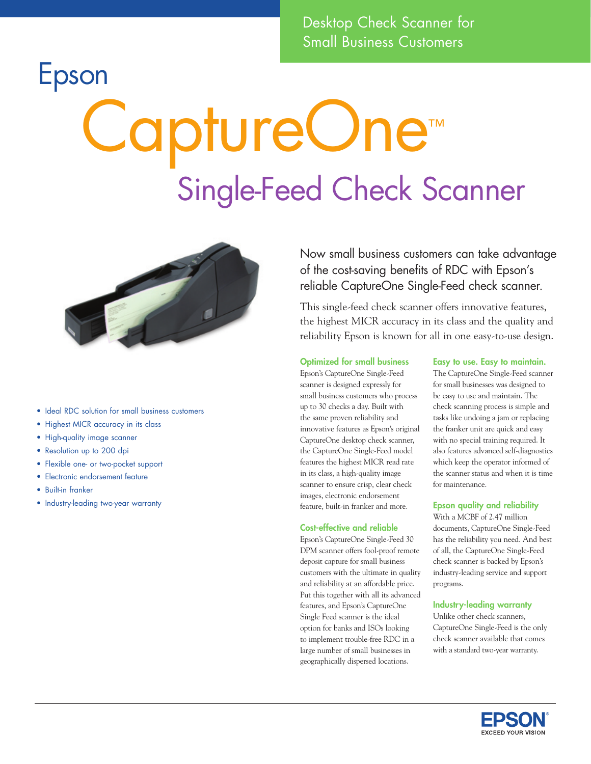Desktop Check Scanner for Small Business Customers

# Epson CaptureOne™

## Single-Feed Check Scanner

- Ideal RDC solution for small business customers
- Highest MICR accuracy in its class
- High-quality image scanner
- Resolution up to 200 dpi
- Flexible one- or two-pocket support
- Electronic endorsement feature
- Built-in franker
- Industry-leading two-year warranty

Now small business customers can take advantage of the cost-saving benefits of RDC with Epson's reliable CaptureOne Single-Feed check scanner.

This single-feed check scanner offers innovative features, the highest MICR accuracy in its class and the quality and reliability Epson is known for all in one easy-to-use design.

### Optimized for small business

Epson's CaptureOne Single-Feed scanner is designed expressly for small business customers who process up to 30 checks a day. Built with the same proven reliability and innovative features as Epson's original CaptureOne desktop check scanner, the CaptureOne Single-Feed model features the highest MICR read rate in its class, a high-quality image scanner to ensure crisp, clear check images, electronic endorsement feature, built-in franker and more.

### Cost-effective and reliable

Epson's CaptureOne Single-Feed 30 DPM scanner offers fool-proof remote deposit capture for small business customers with the ultimate in quality and reliability at an affordable price. Put this together with all its advanced features, and Epson's CaptureOne Single Feed scanner is the ideal option for banks and ISOs looking to implement trouble-free RDC in a large number of small businesses in geographically dispersed locations.

### Easy to use. Easy to maintain.

The CaptureOne Single-Feed scanner for small businesses was designed to be easy to use and maintain. The check scanning process is simple and tasks like undoing a jam or replacing the franker unit are quick and easy with no special training required. It also features advanced self-diagnostics which keep the operator informed of the scanner status and when it is time for maintenance.

### Epson quality and reliability

With a MCBF of 2.47 million documents, CaptureOne Single-Feed has the reliability you need. And best of all, the CaptureOne Single-Feed check scanner is backed by Epson's industry-leading service and support programs.

### Industry-leading warranty

Unlike other check scanners, CaptureOne Single-Feed is the only check scanner available that comes with a standard two-year warranty.

EPSON® EXCEED YOUR VISION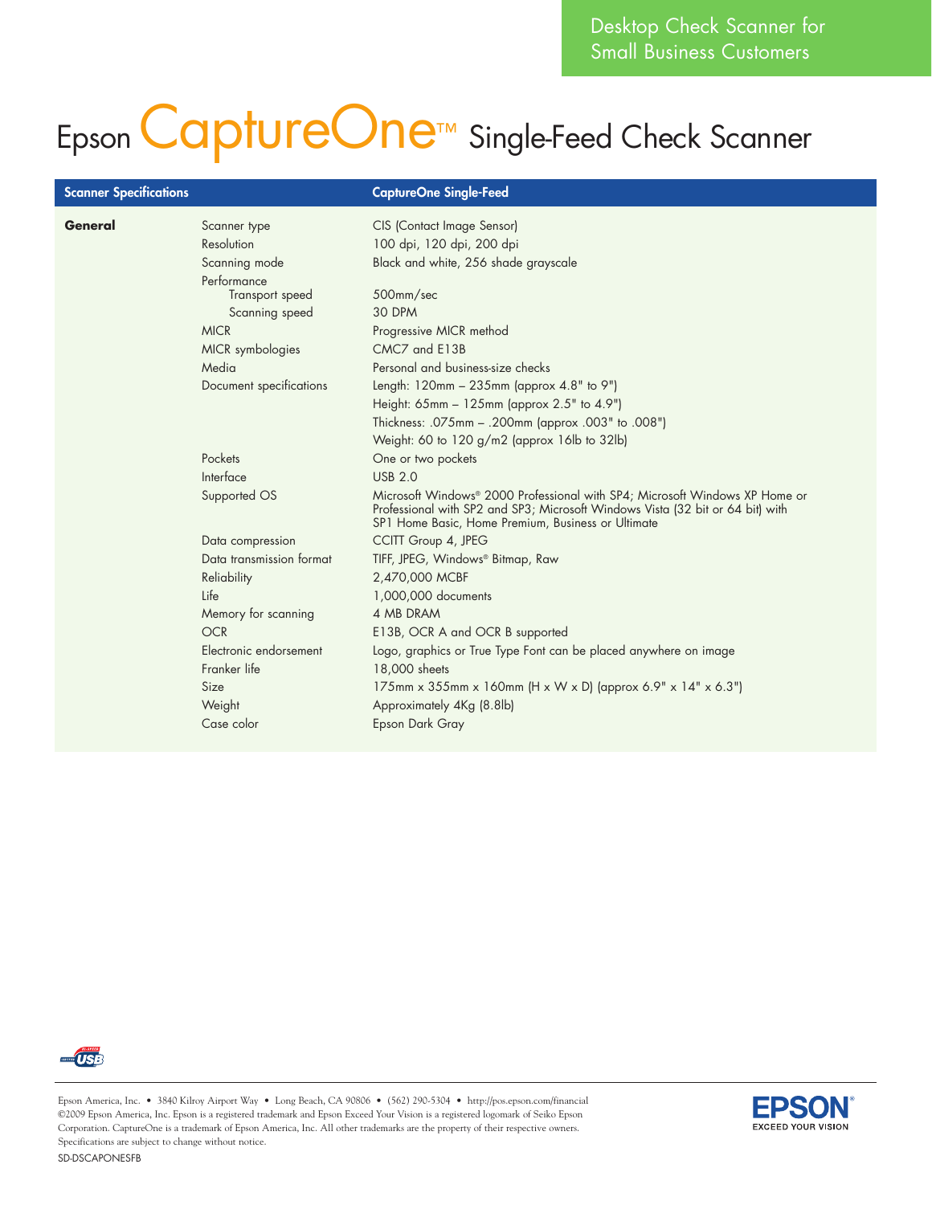Desktop Check Scanner for Small Business Customers

# Epson CaptureOne™ Single-Feed Check Scanner

| Scanner Specifications | | CaptureOne Single-Feed |
|---|---|---|
| **General** | Scanner type | CIS (Contact Image Sensor) |
| | Resolution | 100 dpi, 120 dpi, 200 dpi |
| | Scanning mode | Black and white, 256 shade grayscale |
| | Performance | |
| | Transport speed | 500mm/sec |
| | Scanning speed | 30 DPM |
| | MICR | Progressive MICR method |
| | MICR symbologies | CMC7 and E13B |
| | Media | Personal and business-size checks |
| | Document specifications | Length: 120mm – 235mm (approx 4.8" to 9") |
| | | Height: 65mm – 125mm (approx 2.5" to 4.9") |
| | | Thickness: .075mm – .200mm (approx .003" to .008") |
| | | Weight: 60 to 120 g/m2 (approx 16lb to 32lb) |
| | Pockets | One or two pockets |
| | Interface | USB 2.0 |
| | Supported OS | Microsoft Windows® 2000 Professional with SP4; Microsoft Windows XP Home or Professional with SP2 and SP3; Microsoft Windows Vista (32 bit or 64 bit) with SP1 Home Basic, Home Premium, Business or Ultimate |
| | Data compression | CCITT Group 4, JPEG |
| | Data transmission format | TIFF, JPEG, Windows® Bitmap, Raw |
| | Reliability | 2,470,000 MCBF |
| | Life | 1,000,000 documents |
| | Memory for scanning | 4 MB DRAM |
| | OCR | E13B, OCR A and OCR B supported |
| | Electronic endorsement | Logo, graphics or True Type Font can be placed anywhere on image |
| | Franker life | 18,000 sheets |
| | Size | 175mm x 355mm x 160mm (H x W x D) (approx 6.9" x 14" x 6.3") |
| | Weight | Approximately 4Kg (8.8lb) |
| | Case color | Epson Dark Gray |

Epson America, Inc. • 3840 Kilroy Airport Way • Long Beach, CA 90806 • (562) 290-5304 • http://pos.epson.com/financial
©2009 Epson America, Inc. Epson is a registered trademark and Epson Exceed Your Vision is a registered logomark of Seiko Epson Corporation. CaptureOne is a trademark of Epson America, Inc. All other trademarks are the property of their respective owners. Specifications are subject to change without notice.

SD-DSCAPONESFB

EPSON
EXCEED YOUR VISION